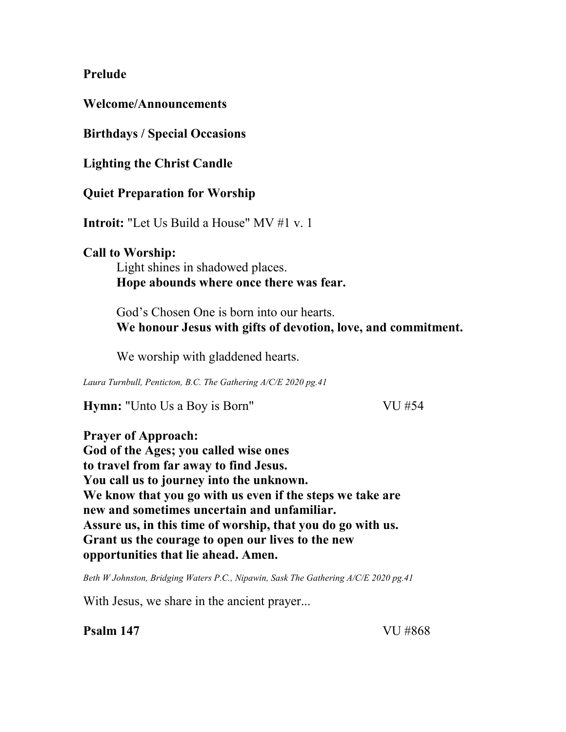**Prelude**

**Welcome/Announcements**

**Birthdays / Special Occasions**

**Lighting the Christ Candle**

**Quiet Preparation for Worship**

**Introit:** "Let Us Build a House" MV #1 v. 1

**Call to Worship:**

Light shines in shadowed places.
**Hope abounds where once there was fear.**

God's Chosen One is born into our hearts.
**We honour Jesus with gifts of devotion, love, and commitment.**

We worship with gladdened hearts.

*Laura Turnbull, Penticton, B.C. The Gathering A/C/E 2020 pg.41*

**Hymn:** "Unto Us a Boy is Born" VU #54

**Prayer of Approach:**
**God of the Ages; you called wise ones**
**to travel from far away to find Jesus.**
**You call us to journey into the unknown.**
**We know that you go with us even if the steps we take are**
**new and sometimes uncertain and unfamiliar.**
**Assure us, in this time of worship, that you do go with us.**
**Grant us the courage to open our lives to the new**
**opportunities that lie ahead. Amen.**

*Beth W Johnston, Bridging Waters P.C., Nipawin, Sask The Gathering A/C/E 2020 pg.41*

With Jesus, we share in the ancient prayer...

**Psalm 147** VU #868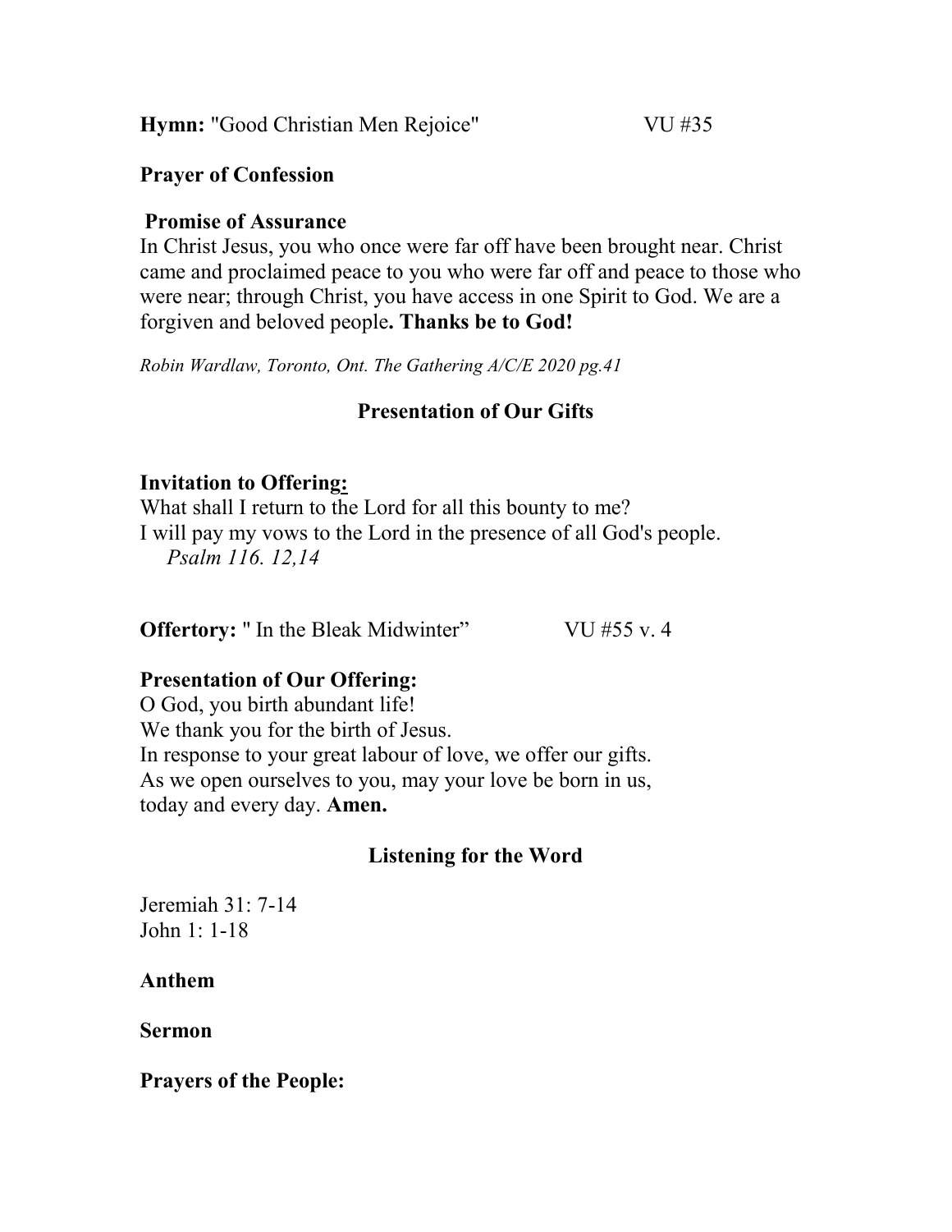**Hymn:** "Good Christian Men Rejoice" VU #35

**Prayer of Confession**

**Promise of Assurance**

In Christ Jesus, you who once were far off have been brought near. Christ came and proclaimed peace to you who were far off and peace to those who were near; through Christ, you have access in one Spirit to God. We are a forgiven and beloved people**. Thanks be to God!**

*Robin Wardlaw, Toronto, Ont. The Gathering A/C/E 2020 pg.41*

## Presentation of Our Gifts

**Invitation to Offering:**

What shall I return to the Lord for all this bounty to me?
I will pay my vows to the Lord in the presence of all God's people.
*Psalm 116. 12,14*

**Offertory:** " In the Bleak Midwinter" VU #55 v. 4

**Presentation of Our Offering:**

O God, you birth abundant life!
We thank you for the birth of Jesus.
In response to your great labour of love, we offer our gifts.
As we open ourselves to you, may your love be born in us,
today and every day. **Amen.**

## Listening for the Word

Jeremiah 31: 7-14
John 1: 1-18

**Anthem**

**Sermon**

**Prayers of the People:**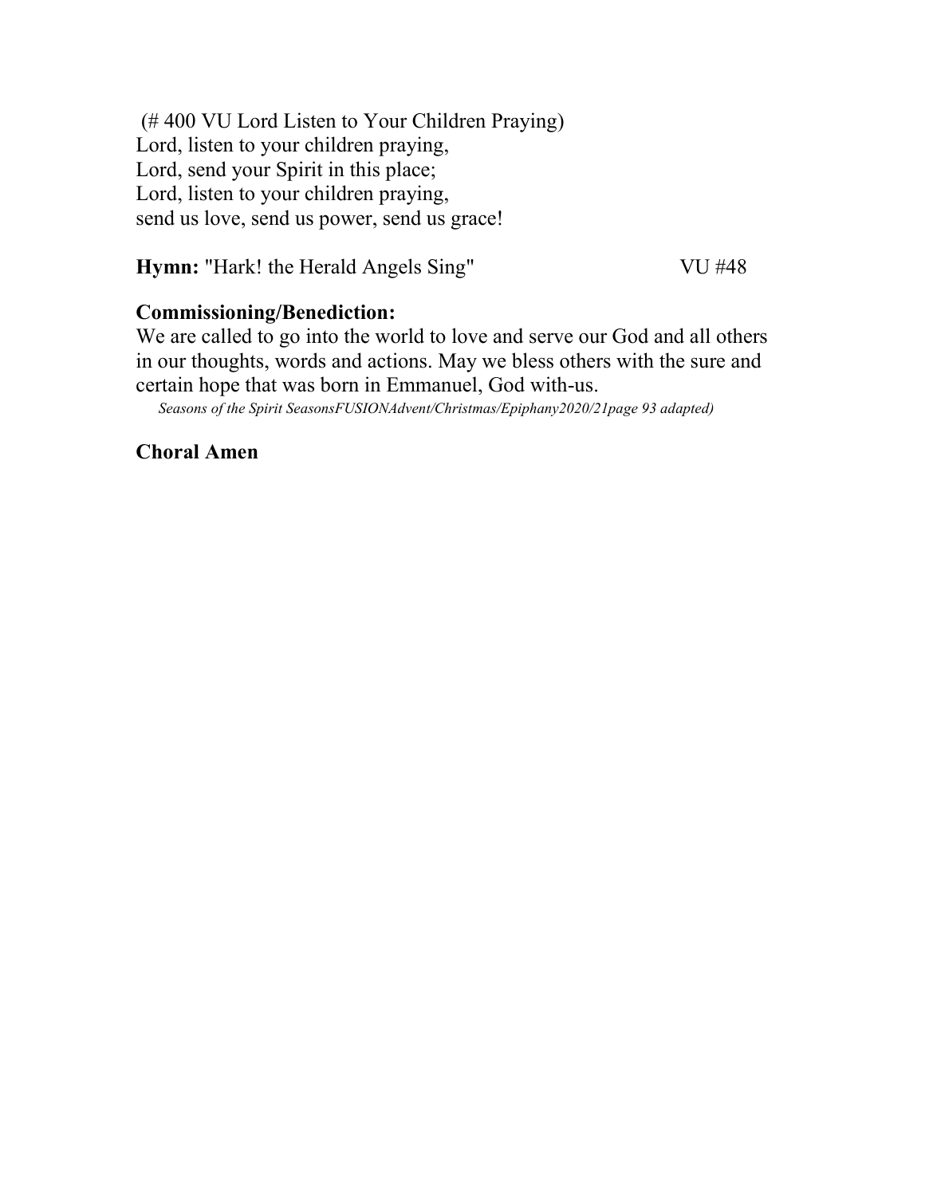(# 400 VU Lord Listen to Your Children Praying)
Lord, listen to your children praying,
Lord, send your Spirit in this place;
Lord, listen to your children praying,
send us love, send us power, send us grace!

**Hymn:** "Hark! the Herald Angels Sing" VU #48

**Commissioning/Benediction:**
We are called to go into the world to love and serve our God and all others in our thoughts, words and actions. May we bless others with the sure and certain hope that was born in Emmanuel, God with-us.
*Seasons of the Spirit SeasonsFUSIONAdvent/Christmas/Epiphany2020/21page 93 adapted)*

**Choral Amen**